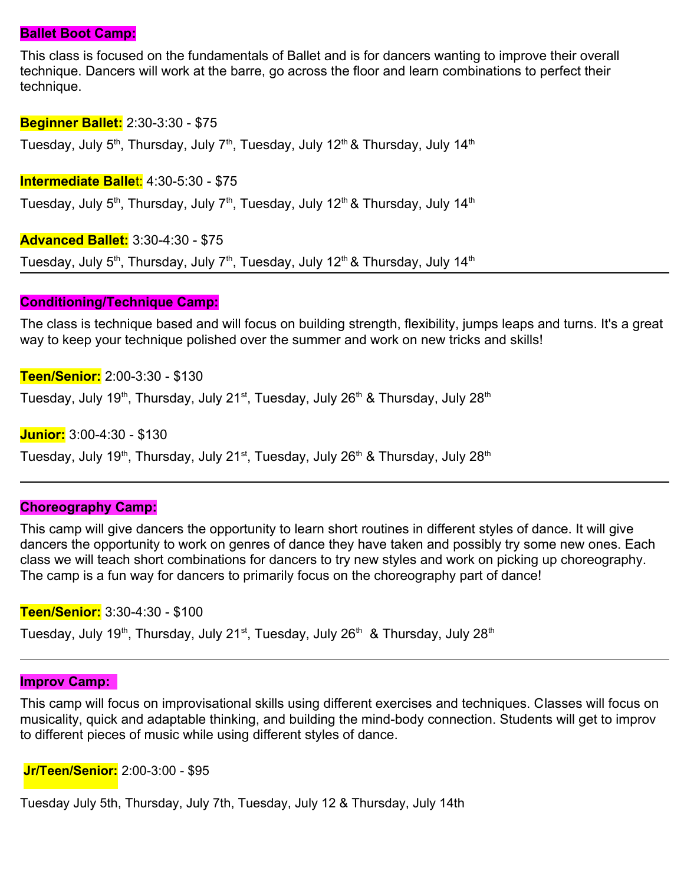## Ballet Boot Camp:

This class is focused on the fundamentals of Ballet and is for dancers wanting to improve their overall technique. Dancers will work at the barre, go across the floor and learn combinations to perfect their technique.

**Beginner Ballet:** 2:30-3:30 - $75

Tuesday, July 5th, Thursday, July 7th, Tuesday, July 12th & Thursday, July 14th

**Intermediate Ballet:** 4:30-5:30 - $75

Tuesday, July 5th, Thursday, July 7th, Tuesday, July 12th & Thursday, July 14th

**Advanced Ballet:** 3:30-4:30 - $75

Tuesday, July 5th, Thursday, July 7th, Tuesday, July 12th & Thursday, July 14th

---

## Conditioning/Technique Camp:

The class is technique based and will focus on building strength, flexibility, jumps leaps and turns. It's a great way to keep your technique polished over the summer and work on new tricks and skills!

**Teen/Senior:** 2:00-3:30 - $130

Tuesday, July 19th, Thursday, July 21st, Tuesday, July 26th & Thursday, July 28th

**Junior:** 3:00-4:30 - $130

Tuesday, July 19th, Thursday, July 21st, Tuesday, July 26th & Thursday, July 28th

---

## Choreography Camp:

This camp will give dancers the opportunity to learn short routines in different styles of dance. It will give dancers the opportunity to work on genres of dance they have taken and possibly try some new ones. Each class we will teach short combinations for dancers to try new styles and work on picking up choreography. The camp is a fun way for dancers to primarily focus on the choreography part of dance!

**Teen/Senior:** 3:30-4:30 - $100

Tuesday, July 19th, Thursday, July 21st, Tuesday, July 26th & Thursday, July 28th

---

## Improv Camp:

This camp will focus on improvisational skills using different exercises and techniques. Classes will focus on musicality, quick and adaptable thinking, and building the mind-body connection. Students will get to improv to different pieces of music while using different styles of dance.

**Jr/Teen/Senior:** 2:00-3:00 - $95

Tuesday July 5th, Thursday, July 7th, Tuesday, July 12 & Thursday, July 14th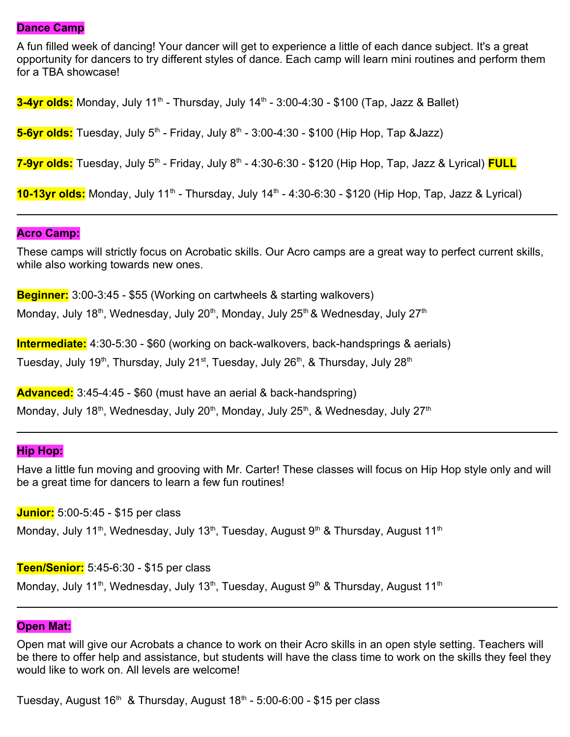## Dance Camp

A fun filled week of dancing! Your dancer will get to experience a little of each dance subject. It's a great opportunity for dancers to try different styles of dance. Each camp will learn mini routines and perform them for a TBA showcase!

**3-4yr olds:** Monday, July 11th - Thursday, July 14th - 3:00-4:30 - $100 (Tap, Jazz & Ballet)

**5-6yr olds:** Tuesday, July 5th - Friday, July 8th - 3:00-4:30 - $100 (Hip Hop, Tap &Jazz)

**7-9yr olds:** Tuesday, July 5th - Friday, July 8th - 4:30-6:30 - $120 (Hip Hop, Tap, Jazz & Lyrical) **FULL**

**10-13yr olds:** Monday, July 11th - Thursday, July 14th - 4:30-6:30 - $120 (Hip Hop, Tap, Jazz & Lyrical)

---

## Acro Camp:

These camps will strictly focus on Acrobatic skills. Our Acro camps are a great way to perfect current skills, while also working towards new ones.

**Beginner:** 3:00-3:45 - $55 (Working on cartwheels & starting walkovers)
Monday, July 18th, Wednesday, July 20th, Monday, July 25th & Wednesday, July 27th

**Intermediate:** 4:30-5:30 - $60 (working on back-walkovers, back-handsprings & aerials)
Tuesday, July 19th, Thursday, July 21st, Tuesday, July 26th, & Thursday, July 28th

**Advanced:** 3:45-4:45 - $60 (must have an aerial & back-handspring)
Monday, July 18th, Wednesday, July 20th, Monday, July 25th, & Wednesday, July 27th

---

## Hip Hop:

Have a little fun moving and grooving with Mr. Carter! These classes will focus on Hip Hop style only and will be a great time for dancers to learn a few fun routines!

**Junior:** 5:00-5:45 - $15 per class
Monday, July 11th, Wednesday, July 13th, Tuesday, August 9th & Thursday, August 11th

**Teen/Senior:** 5:45-6:30 - $15 per class
Monday, July 11th, Wednesday, July 13th, Tuesday, August 9th & Thursday, August 11th

---

## Open Mat:

Open mat will give our Acrobats a chance to work on their Acro skills in an open style setting. Teachers will be there to offer help and assistance, but students will have the class time to work on the skills they feel they would like to work on. All levels are welcome!

Tuesday, August 16th & Thursday, August 18th - 5:00-6:00 - $15 per class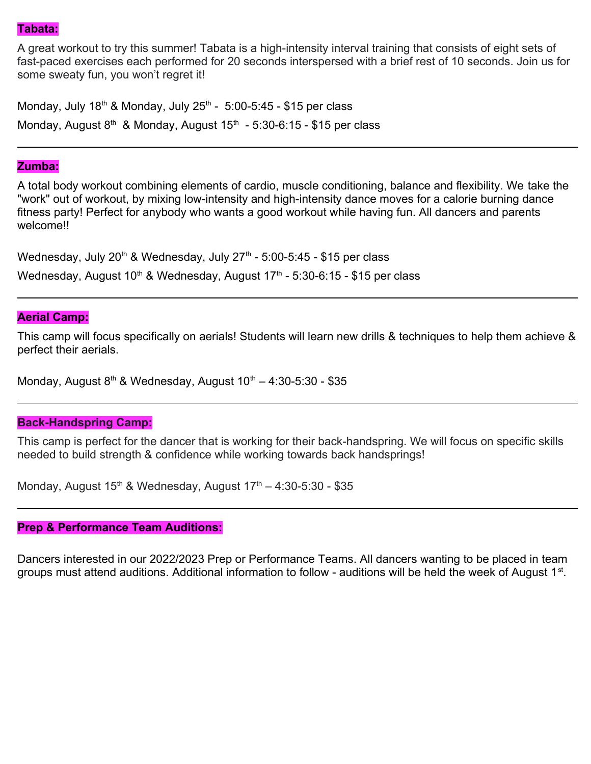**Tabata:**

A great workout to try this summer! Tabata is a high-intensity interval training that consists of eight sets of fast-paced exercises each performed for 20 seconds interspersed with a brief rest of 10 seconds. Join us for some sweaty fun, you won't regret it!

Monday, July 18th & Monday, July 25th - 5:00-5:45 - $15 per class

Monday, August 8th & Monday, August 15th - 5:30-6:15 - $15 per class

---

**Zumba:**

A total body workout combining elements of cardio, muscle conditioning, balance and flexibility. We take the "work" out of workout, by mixing low-intensity and high-intensity dance moves for a calorie burning dance fitness party! Perfect for anybody who wants a good workout while having fun. All dancers and parents welcome!!

Wednesday, July 20th & Wednesday, July 27th - 5:00-5:45 - $15 per class

Wednesday, August 10th & Wednesday, August 17th - 5:30-6:15 - $15 per class

---

**Aerial Camp:**

This camp will focus specifically on aerials! Students will learn new drills & techniques to help them achieve & perfect their aerials.

Monday, August 8th & Wednesday, August 10th – 4:30-5:30 - $35

---

**Back-Handspring Camp:**

This camp is perfect for the dancer that is working for their back-handspring. We will focus on specific skills needed to build strength & confidence while working towards back handsprings!

Monday, August 15th & Wednesday, August 17th – 4:30-5:30 - $35

---

**Prep & Performance Team Auditions:**

Dancers interested in our 2022/2023 Prep or Performance Teams. All dancers wanting to be placed in team groups must attend auditions. Additional information to follow - auditions will be held the week of August 1st.